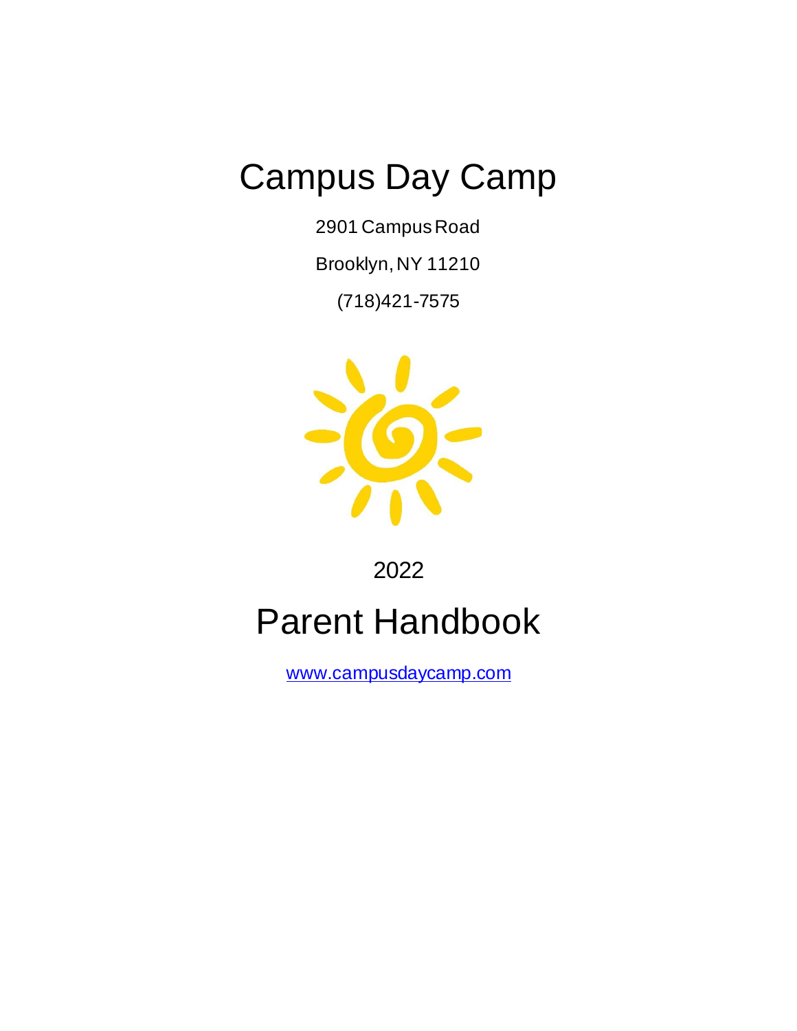# Campus Day Camp

2901 Campus Road

Brooklyn, NY 11210

(718)421-7575

2022

# Parent Handbook

[www.campusdaycamp.com](http://www.campusdaycamp.com)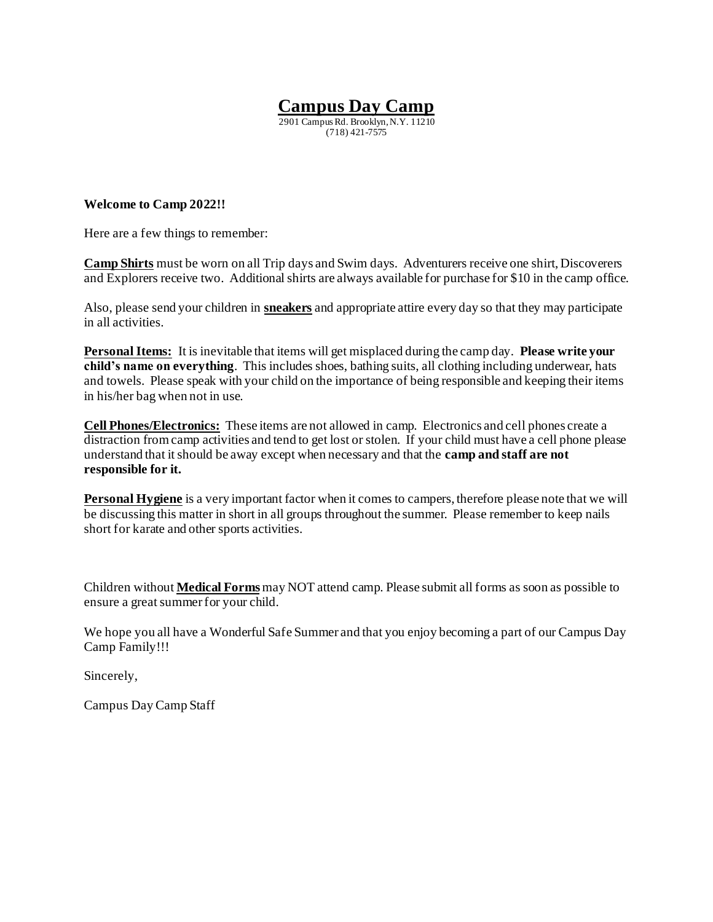# Campus Day Camp

2901 Campus Rd. Brooklyn, N.Y. 11210
(718) 421-7575

**Welcome to Camp 2022!!**

Here are a few things to remember:

**Camp Shirts** must be worn on all Trip days and Swim days. Adventurers receive one shirt, Discoverers and Explorers receive two. Additional shirts are always available for purchase for $10 in the camp office.

Also, please send your children in **sneakers** and appropriate attire every day so that they may participate in all activities.

**Personal Items:** It is inevitable that items will get misplaced during the camp day. **Please write your child's name on everything**. This includes shoes, bathing suits, all clothing including underwear, hats and towels. Please speak with your child on the importance of being responsible and keeping their items in his/her bag when not in use.

**Cell Phones/Electronics:** These items are not allowed in camp. Electronics and cell phones create a distraction from camp activities and tend to get lost or stolen. If your child must have a cell phone please understand that it should be away except when necessary and that the **camp and staff are not responsible for it.**

**Personal Hygiene** is a very important factor when it comes to campers, therefore please note that we will be discussing this matter in short in all groups throughout the summer. Please remember to keep nails short for karate and other sports activities.

Children without **Medical Forms** may NOT attend camp. Please submit all forms as soon as possible to ensure a great summer for your child.

We hope you all have a Wonderful Safe Summer and that you enjoy becoming a part of our Campus Day Camp Family!!!

Sincerely,

Campus Day Camp Staff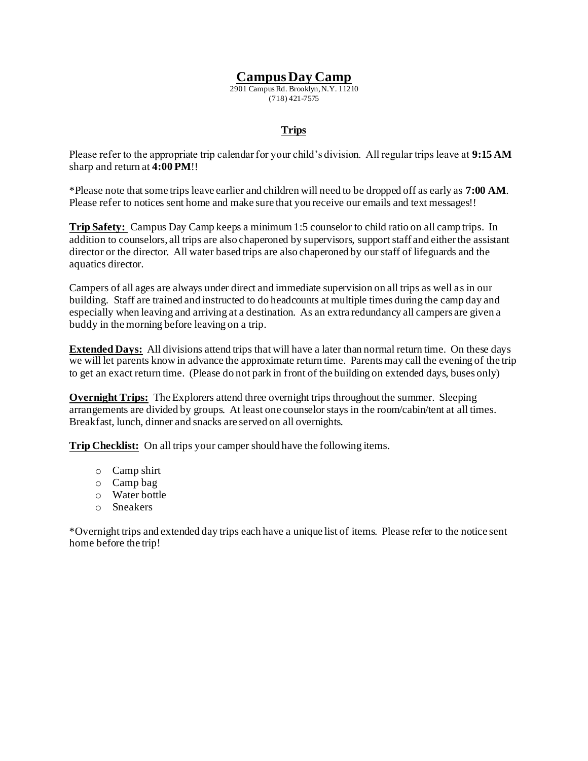# Campus Day Camp

2901 Campus Rd. Brooklyn, N.Y. 11210
(718) 421-7575

## Trips

Please refer to the appropriate trip calendar for your child's division. All regular trips leave at **9:15 AM** sharp and return at **4:00 PM**!!

*Please note that some trips leave earlier and children will need to be dropped off as early as **7:00 AM**. Please refer to notices sent home and make sure that you receive our emails and text messages!!

**Trip Safety:** Campus Day Camp keeps a minimum 1:5 counselor to child ratio on all camp trips. In addition to counselors, all trips are also chaperoned by supervisors, support staff and either the assistant director or the director. All water based trips are also chaperoned by our staff of lifeguards and the aquatics director.

Campers of all ages are always under direct and immediate supervision on all trips as well as in our building. Staff are trained and instructed to do headcounts at multiple times during the camp day and especially when leaving and arriving at a destination. As an extra redundancy all campers are given a buddy in the morning before leaving on a trip.

**Extended Days:** All divisions attend trips that will have a later than normal return time. On these days we will let parents know in advance the approximate return time. Parents may call the evening of the trip to get an exact return time. (Please do not park in front of the building on extended days, buses only)

**Overnight Trips:** The Explorers attend three overnight trips throughout the summer. Sleeping arrangements are divided by groups. At least one counselor stays in the room/cabin/tent at all times. Breakfast, lunch, dinner and snacks are served on all overnights.

**Trip Checklist:** On all trips your camper should have the following items.

- Camp shirt
- Camp bag
- Water bottle
- Sneakers

*Overnight trips and extended day trips each have a unique list of items. Please refer to the notice sent home before the trip!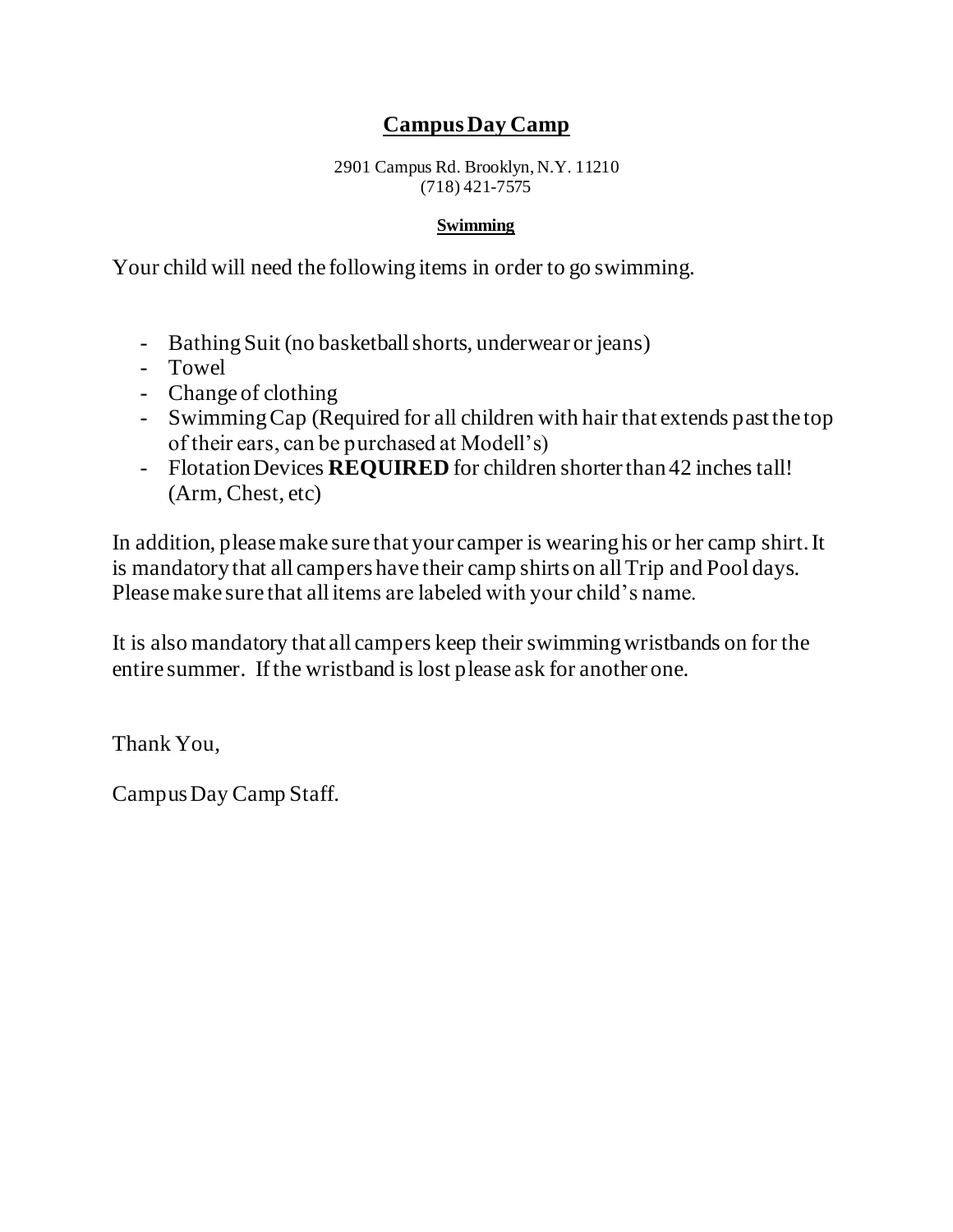# Campus Day Camp

2901 Campus Rd. Brooklyn, N.Y. 11210
(718) 421-7575

## Swimming

Your child will need the following items in order to go swimming.

- Bathing Suit (no basketball shorts, underwear or jeans)
- Towel
- Change of clothing
- Swimming Cap (Required for all children with hair that extends past the top of their ears, can be purchased at Modell's)
- Flotation Devices **REQUIRED** for children shorter than 42 inches tall! (Arm, Chest, etc)

In addition, please make sure that your camper is wearing his or her camp shirt. It is mandatory that all campers have their camp shirts on all Trip and Pool days. Please make sure that all items are labeled with your child's name.

It is also mandatory that all campers keep their swimming wristbands on for the entire summer. If the wristband is lost please ask for another one.

Thank You,

Campus Day Camp Staff.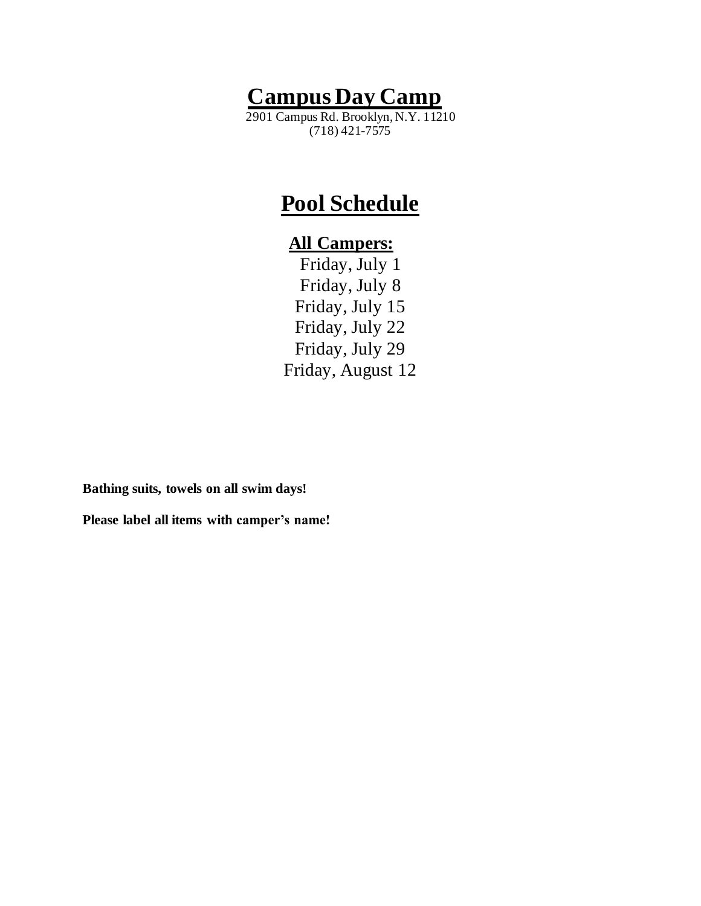# Campus Day Camp

2901 Campus Rd. Brooklyn, N.Y. 11210
(718) 421-7575

## Pool Schedule

### All Campers:

Friday, July 1
Friday, July 8
Friday, July 15
Friday, July 22
Friday, July 29
Friday, August 12

**Bathing suits, towels on all swim days!**

**Please label all items with camper's name!**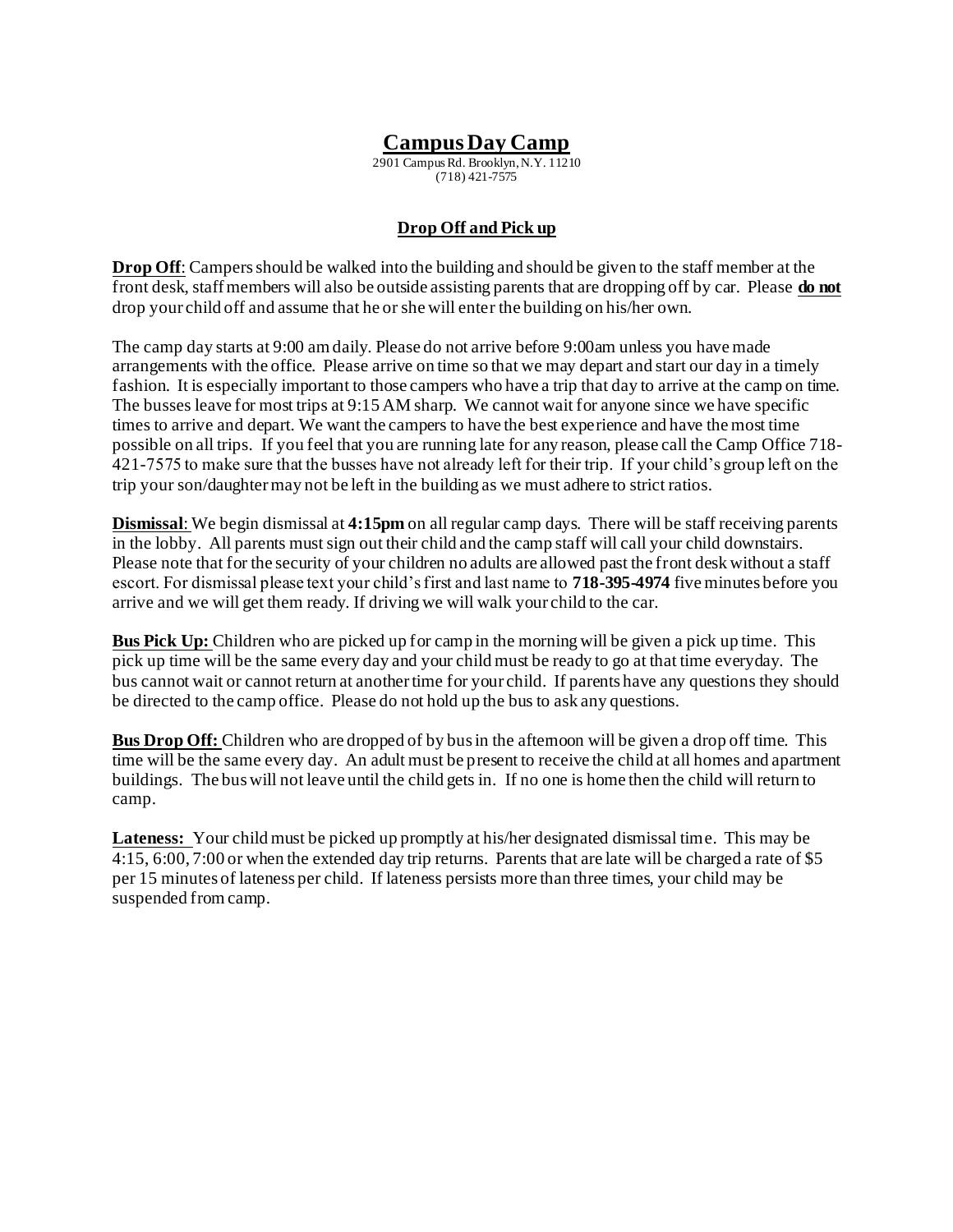# Campus Day Camp

2901 Campus Rd. Brooklyn, N.Y. 11210
(718) 421-7575

## Drop Off and Pick up

**Drop Off**: Campers should be walked into the building and should be given to the staff member at the front desk, staff members will also be outside assisting parents that are dropping off by car. Please **do not** drop your child off and assume that he or she will enter the building on his/her own.

The camp day starts at 9:00 am daily. Please do not arrive before 9:00am unless you have made arrangements with the office. Please arrive on time so that we may depart and start our day in a timely fashion. It is especially important to those campers who have a trip that day to arrive at the camp on time. The busses leave for most trips at 9:15 AM sharp. We cannot wait for anyone since we have specific times to arrive and depart. We want the campers to have the best experience and have the most time possible on all trips. If you feel that you are running late for any reason, please call the Camp Office 718-421-7575 to make sure that the busses have not already left for their trip. If your child's group left on the trip your son/daughter may not be left in the building as we must adhere to strict ratios.

**Dismissal**: We begin dismissal at **4:15pm** on all regular camp days. There will be staff receiving parents in the lobby. All parents must sign out their child and the camp staff will call your child downstairs. Please note that for the security of your children no adults are allowed past the front desk without a staff escort. For dismissal please text your child's first and last name to **718-395-4974** five minutes before you arrive and we will get them ready. If driving we will walk your child to the car.

**Bus Pick Up:** Children who are picked up for camp in the morning will be given a pick up time. This pick up time will be the same every day and your child must be ready to go at that time everyday. The bus cannot wait or cannot return at another time for your child. If parents have any questions they should be directed to the camp office. Please do not hold up the bus to ask any questions.

**Bus Drop Off:** Children who are dropped of by bus in the afternoon will be given a drop off time. This time will be the same every day. An adult must be present to receive the child at all homes and apartment buildings. The bus will not leave until the child gets in. If no one is home then the child will return to camp.

**Lateness:** Your child must be picked up promptly at his/her designated dismissal time. This may be 4:15, 6:00, 7:00 or when the extended day trip returns. Parents that are late will be charged a rate of $5 per 15 minutes of lateness per child. If lateness persists more than three times, your child may be suspended from camp.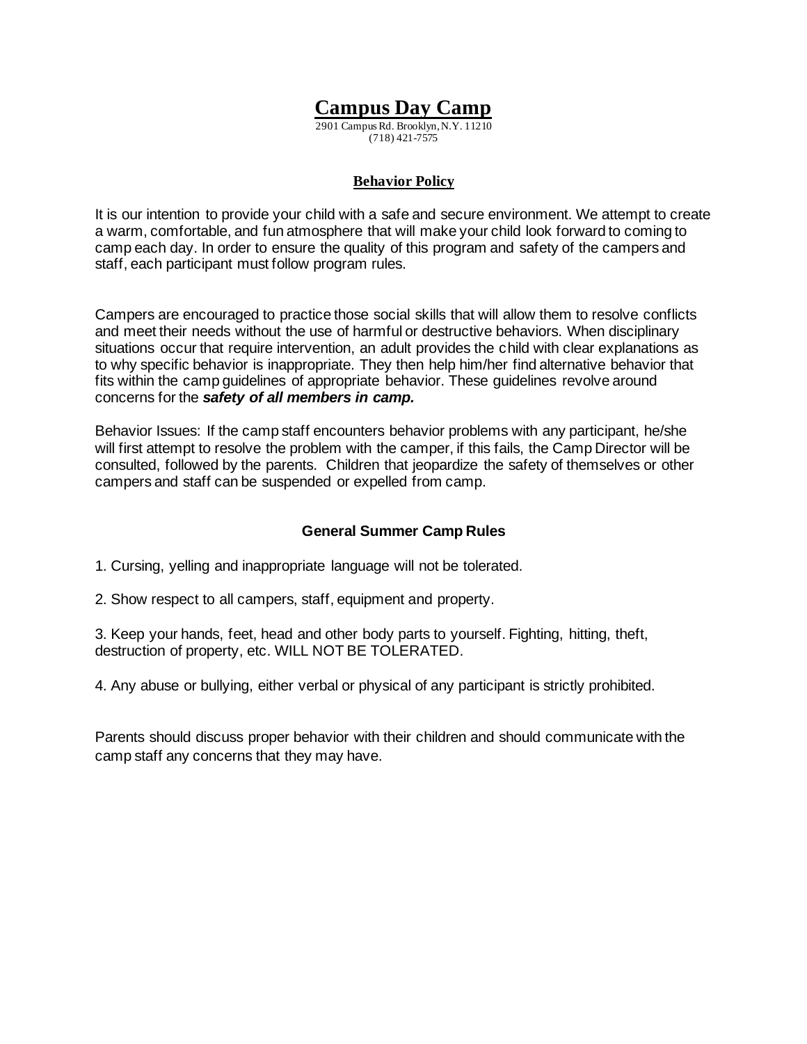# Campus Day Camp

2901 Campus Rd. Brooklyn, N.Y. 11210
(718) 421-7575

## Behavior Policy

It is our intention to provide your child with a safe and secure environment. We attempt to create a warm, comfortable, and fun atmosphere that will make your child look forward to coming to camp each day. In order to ensure the quality of this program and safety of the campers and staff, each participant must follow program rules.

Campers are encouraged to practice those social skills that will allow them to resolve conflicts and meet their needs without the use of harmful or destructive behaviors. When disciplinary situations occur that require intervention, an adult provides the child with clear explanations as to why specific behavior is inappropriate. They then help him/her find alternative behavior that fits within the camp guidelines of appropriate behavior. These guidelines revolve around concerns for the ***safety of all members in camp.***

Behavior Issues: If the camp staff encounters behavior problems with any participant, he/she will first attempt to resolve the problem with the camper, if this fails, the Camp Director will be consulted, followed by the parents. Children that jeopardize the safety of themselves or other campers and staff can be suspended or expelled from camp.

### General Summer Camp Rules

1. Cursing, yelling and inappropriate language will not be tolerated.

2. Show respect to all campers, staff, equipment and property.

3. Keep your hands, feet, head and other body parts to yourself. Fighting, hitting, theft, destruction of property, etc. WILL NOT BE TOLERATED.

4. Any abuse or bullying, either verbal or physical of any participant is strictly prohibited.

Parents should discuss proper behavior with their children and should communicate with the camp staff any concerns that they may have.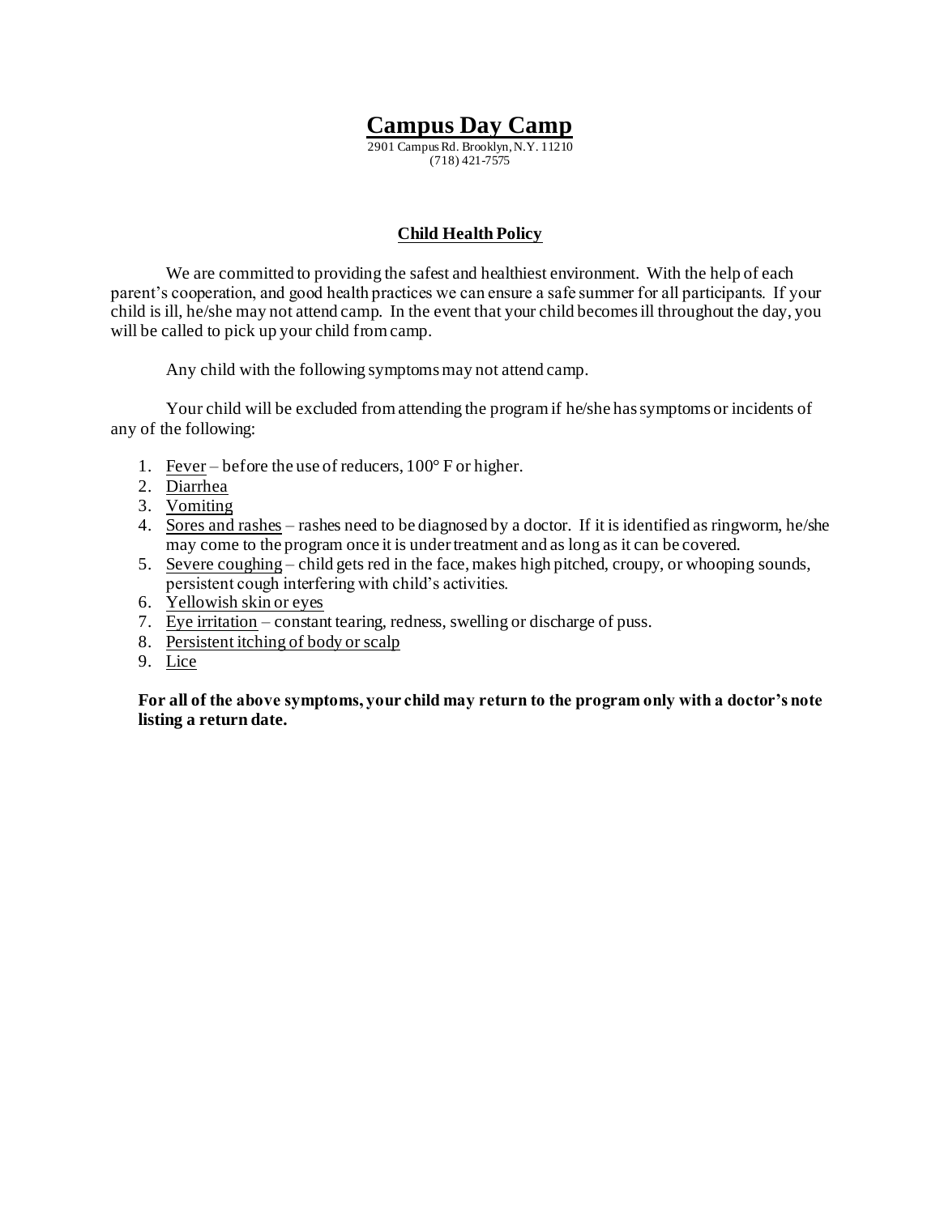# Campus Day Camp

2901 Campus Rd. Brooklyn, N.Y. 11210
(718) 421-7575

## Child Health Policy

We are committed to providing the safest and healthiest environment. With the help of each parent's cooperation, and good health practices we can ensure a safe summer for all participants. If your child is ill, he/she may not attend camp. In the event that your child becomes ill throughout the day, you will be called to pick up your child from camp.

Any child with the following symptoms may not attend camp.

Your child will be excluded from attending the program if he/she has symptoms or incidents of any of the following:

1. Fever – before the use of reducers, 100° F or higher.
2. Diarrhea
3. Vomiting
4. Sores and rashes – rashes need to be diagnosed by a doctor. If it is identified as ringworm, he/she may come to the program once it is under treatment and as long as it can be covered.
5. Severe coughing – child gets red in the face, makes high pitched, croupy, or whooping sounds, persistent cough interfering with child's activities.
6. Yellowish skin or eyes
7. Eye irritation – constant tearing, redness, swelling or discharge of puss.
8. Persistent itching of body or scalp
9. Lice

**For all of the above symptoms, your child may return to the program only with a doctor's note listing a return date.**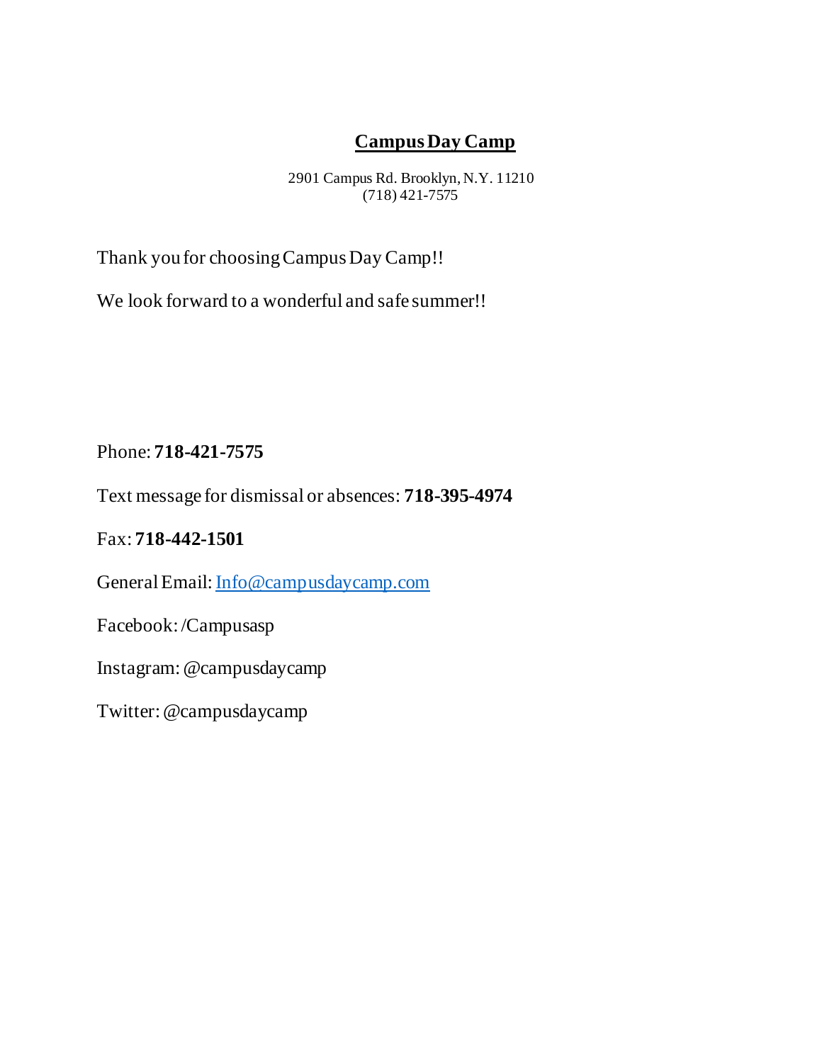# Campus Day Camp

2901 Campus Rd. Brooklyn, N.Y. 11210
(718) 421-7575

Thank you for choosing Campus Day Camp!!

We look forward to a wonderful and safe summer!!

Phone: **718-421-7575**

Text message for dismissal or absences: **718-395-4974**

Fax: **718-442-1501**

General Email: Info@campusdaycamp.com

Facebook: /Campusasp

Instagram: @campusdaycamp

Twitter: @campusdaycamp